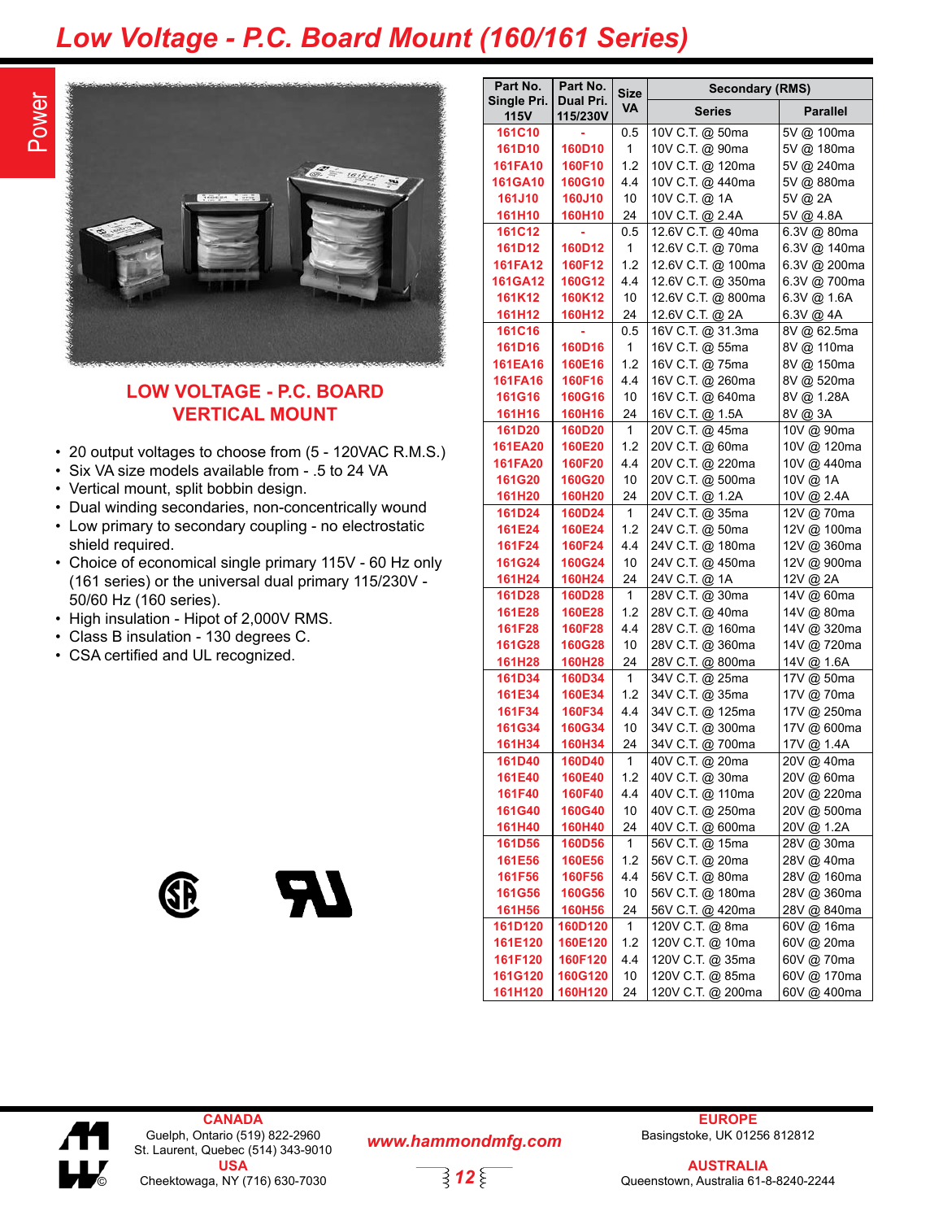# Low Voltage - P.C. Board Mount (160/161 Series)

## LOW VOLTAGE - P.C. BOARD VERTICAL MOUNT

- 20 output voltages to choose from (5 - 120VAC R.M.S.)
- Six VA size models available from - .5 to 24 VA
- Vertical mount, split bobbin design.
- Dual winding secondaries, non-concentrically wound
- Low primary to secondary coupling - no electrostatic shield required.
- Choice of economical single primary 115V - 60 Hz only (161 series) or the universal dual primary 115/230V - 50/60 Hz (160 series).
- High insulation - Hipot of 2,000V RMS.
- Class B insulation - 130 degrees C.
- CSA certified and UL recognized.

| Part No. Single Pri. 115V | Part No. Dual Pri. 115/230V | Size VA | Secondary (RMS) | |
|---|---|---|---|---|
| | | | Series | Parallel |
| 161C10 | - | 0.5 | 10V C.T. @ 50ma | 5V @ 100ma |
| 161D10 | 160D10 | 1 | 10V C.T. @ 90ma | 5V @ 180ma |
| 161FA10 | 160F10 | 1.2 | 10V C.T. @ 120ma | 5V @ 240ma |
| 161GA10 | 160G10 | 4.4 | 10V C.T. @ 440ma | 5V @ 880ma |
| 161J10 | 160J10 | 10 | 10V C.T. @ 1A | 5V @ 2A |
| 161H10 | 160H10 | 24 | 10V C.T. @ 2.4A | 5V @ 4.8A |
| 161C12 | - | 0.5 | 12.6V C.T. @ 40ma | 6.3V @ 80ma |
| 161D12 | 160D12 | 1 | 12.6V C.T. @ 70ma | 6.3V @ 140ma |
| 161FA12 | 160F12 | 1.2 | 12.6V C.T. @ 100ma | 6.3V @ 200ma |
| 161GA12 | 160G12 | 4.4 | 12.6V C.T. @ 350ma | 6.3V @ 700ma |
| 161K12 | 160K12 | 10 | 12.6V C.T. @ 800ma | 6.3V @ 1.6A |
| 161H12 | 160H12 | 24 | 12.6V C.T. @ 2A | 6.3V @ 4A |
| 161C16 | - | 0.5 | 16V C.T. @ 31.3ma | 8V @ 62.5ma |
| 161D16 | 160D16 | 1 | 16V C.T. @ 55ma | 8V @ 110ma |
| 161EA16 | 160E16 | 1.2 | 16V C.T. @ 75ma | 8V @ 150ma |
| 161FA16 | 160F16 | 4.4 | 16V C.T. @ 260ma | 8V @ 520ma |
| 161G16 | 160G16 | 10 | 16V C.T. @ 640ma | 8V @ 1.28A |
| 161H16 | 160H16 | 24 | 16V C.T. @ 1.5A | 8V @ 3A |
| 161D20 | 160D20 | 1 | 20V C.T. @ 45ma | 10V @ 90ma |
| 161EA20 | 160E20 | 1.2 | 20V C.T. @ 60ma | 10V @ 120ma |
| 161FA20 | 160F20 | 4.4 | 20V C.T. @ 220ma | 10V @ 440ma |
| 161G20 | 160G20 | 10 | 20V C.T. @ 500ma | 10V @ 1A |
| 161H20 | 160H20 | 24 | 20V C.T. @ 1.2A | 10V @ 2.4A |
| 161D24 | 160D24 | 1 | 24V C.T. @ 35ma | 12V @ 70ma |
| 161E24 | 160E24 | 1.2 | 24V C.T. @ 50ma | 12V @ 100ma |
| 161F24 | 160F24 | 4.4 | 24V C.T. @ 180ma | 12V @ 360ma |
| 161G24 | 160G24 | 10 | 24V C.T. @ 450ma | 12V @ 900ma |
| 161H24 | 160H24 | 24 | 24V C.T. @ 1A | 12V @ 2A |
| 161D28 | 160D28 | 1 | 28V C.T. @ 30ma | 14V @ 60ma |
| 161E28 | 160E28 | 1.2 | 28V C.T. @ 40ma | 14V @ 80ma |
| 161F28 | 160F28 | 4.4 | 28V C.T. @ 160ma | 14V @ 320ma |
| 161G28 | 160G28 | 10 | 28V C.T. @ 360ma | 14V @ 720ma |
| 161H28 | 160H28 | 24 | 28V C.T. @ 800ma | 14V @ 1.6A |
| 161D34 | 160D34 | 1 | 34V C.T. @ 25ma | 17V @ 50ma |
| 161E34 | 160E34 | 1.2 | 34V C.T. @ 35ma | 17V @ 70ma |
| 161F34 | 160F34 | 4.4 | 34V C.T. @ 125ma | 17V @ 250ma |
| 161G34 | 160G34 | 10 | 34V C.T. @ 300ma | 17V @ 600ma |
| 161H34 | 160H34 | 24 | 34V C.T. @ 700ma | 17V @ 1.4A |
| 161D40 | 160D40 | 1 | 40V C.T. @ 20ma | 20V @ 40ma |
| 161E40 | 160E40 | 1.2 | 40V C.T. @ 30ma | 20V @ 60ma |
| 161F40 | 160F40 | 4.4 | 40V C.T. @ 110ma | 20V @ 220ma |
| 161G40 | 160G40 | 10 | 40V C.T. @ 250ma | 20V @ 500ma |
| 161H40 | 160H40 | 24 | 40V C.T. @ 600ma | 20V @ 1.2A |
| 161D56 | 160D56 | 1 | 56V C.T. @ 15ma | 28V @ 30ma |
| 161E56 | 160E56 | 1.2 | 56V C.T. @ 20ma | 28V @ 40ma |
| 161F56 | 160F56 | 4.4 | 56V C.T. @ 80ma | 28V @ 160ma |
| 161G56 | 160G56 | 10 | 56V C.T. @ 180ma | 28V @ 360ma |
| 161H56 | 160H56 | 24 | 56V C.T. @ 420ma | 28V @ 840ma |
| 161D120 | 160D120 | 1 | 120V C.T. @ 8ma | 60V @ 16ma |
| 161E120 | 160E120 | 1.2 | 120V C.T. @ 10ma | 60V @ 20ma |
| 161F120 | 160F120 | 4.4 | 120V C.T. @ 35ma | 60V @ 70ma |
| 161G120 | 160G120 | 10 | 120V C.T. @ 85ma | 60V @ 170ma |
| 161H120 | 160H120 | 24 | 120V C.T. @ 200ma | 60V @ 400ma |

**CANADA**
Guelph, Ontario (519) 822-2960
St. Laurent, Quebec (514) 343-9010

**USA**
Cheektowaga, NY (716) 630-7030

*www.hammondmfg.com*

**EUROPE**
Basingstoke, UK 01256 812812

**AUSTRALIA**
Queenstown, Australia 61-8-8240-2244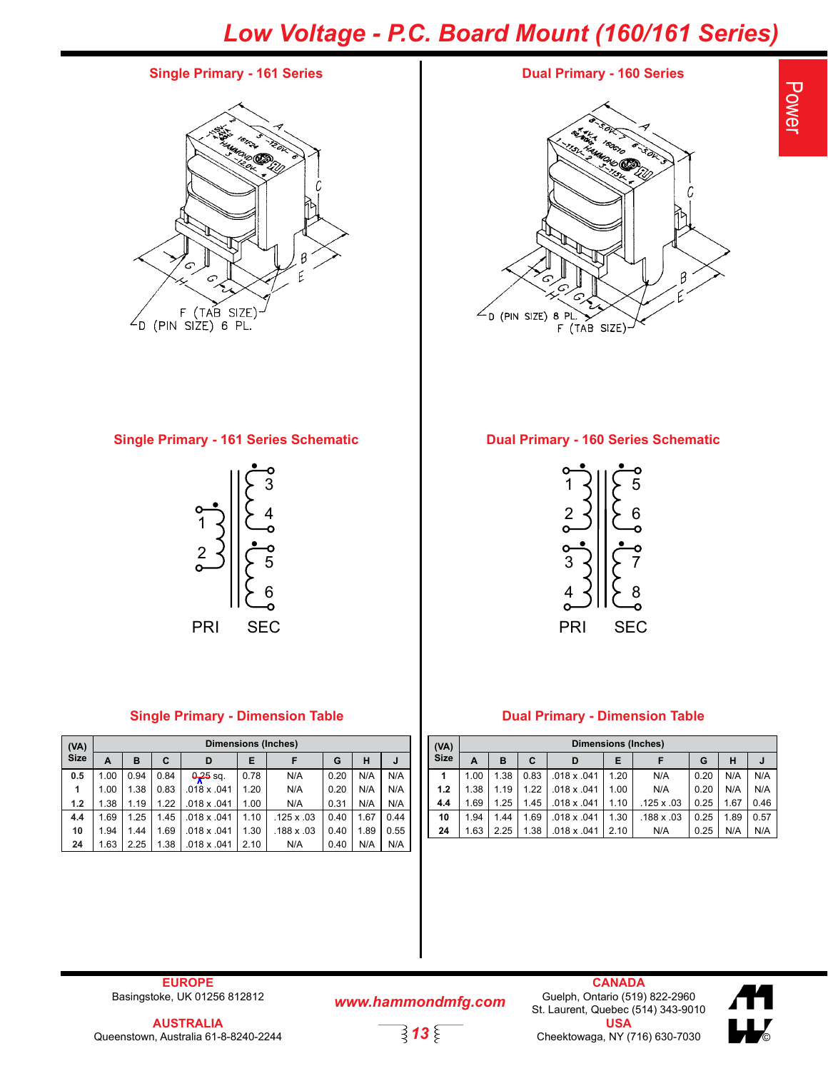# Low Voltage - P.C. Board Mount (160/161 Series)

Power

## Single Primary - 161 Series

A
C
B
E
G
G
H
J
F (TAB SIZE)
D (PIN SIZE) 6 PL.

## Dual Primary - 160 Series

A
C
B
E
G
G
G
H
J
D (PIN SIZE) 8 PL.
F (TAB SIZE)

## Single Primary - 161 Series Schematic

1
2
3
4
5
6
PRI
SEC

## Dual Primary - 160 Series Schematic

1
2
3
4
5
6
7
8
PRI
SEC

## Single Primary - Dimension Table

| (VA) Size | Dimensions (Inches) | | | | | | | | |
|---|---|---|---|---|---|---|---|---|---|
| | A | B | C | D | E | F | G | H | J |
| 0.5 | 1.00 | 0.94 | 0.84 | 0.25 sq. | 0.78 | N/A | 0.20 | N/A | N/A |
| 1 | 1.00 | 1.38 | 0.83 | .018 x .041 | 1.20 | N/A | 0.20 | N/A | N/A |
| 1.2 | 1.38 | 1.19 | 1.22 | .018 x .041 | 1.00 | N/A | 0.31 | N/A | N/A |
| 4.4 | 1.69 | 1.25 | 1.45 | .018 x .041 | 1.10 | .125 x .03 | 0.40 | 1.67 | 0.44 |
| 10 | 1.94 | 1.44 | 1.69 | .018 x .041 | 1.30 | .188 x .03 | 0.40 | 1.89 | 0.55 |
| 24 | 1.63 | 2.25 | 1.38 | .018 x .041 | 2.10 | N/A | 0.40 | N/A | N/A |

## Dual Primary - Dimension Table

| (VA) Size | Dimensions (Inches) | | | | | | | | |
|---|---|---|---|---|---|---|---|---|---|
| | A | B | C | D | E | F | G | H | J |
| 1 | 1.00 | 1.38 | 0.83 | .018 x .041 | 1.20 | N/A | 0.20 | N/A | N/A |
| 1.2 | 1.38 | 1.19 | 1.22 | .018 x .041 | 1.00 | N/A | 0.20 | N/A | N/A |
| 4.4 | 1.69 | 1.25 | 1.45 | .018 x .041 | 1.10 | .125 x .03 | 0.25 | 1.67 | 0.46 |
| 10 | 1.94 | 1.44 | 1.69 | .018 x .041 | 1.30 | .188 x .03 | 0.25 | 1.89 | 0.57 |
| 24 | 1.63 | 2.25 | 1.38 | .018 x .041 | 2.10 | N/A | 0.25 | N/A | N/A |

**EUROPE**
Basingstoke, UK 01256 812812

**AUSTRALIA**
Queenstown, Australia 61-8-8240-2244

*www.hammondmfg.com*

**CANADA**
Guelph, Ontario (519) 822-2960
St. Laurent, Quebec (514) 343-9010

**USA**
Cheektowaga, NY (716) 630-7030